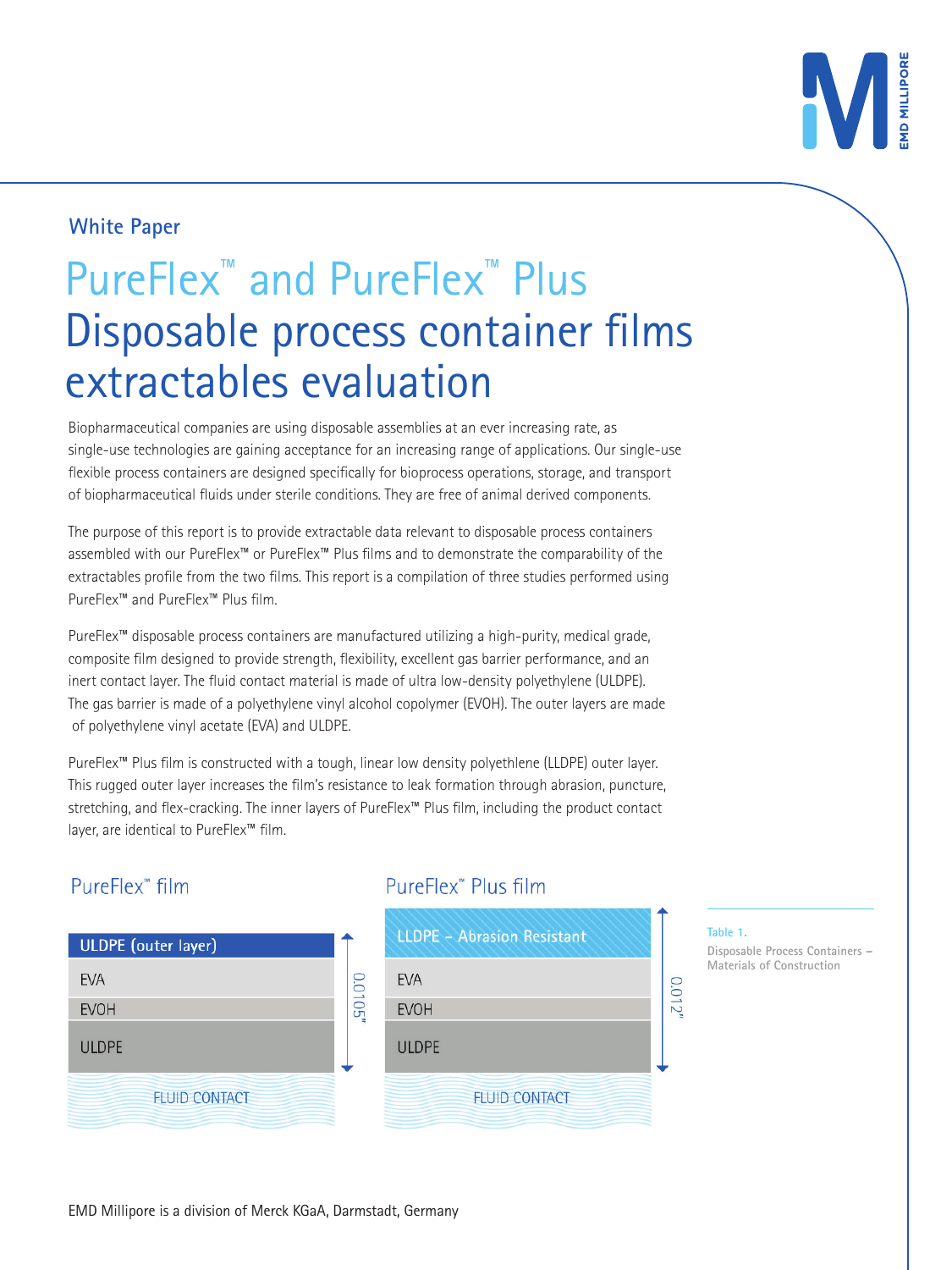White Paper

# PureFlex™ and PureFlex™ Plus Disposable process container films extractables evaluation

Biopharmaceutical companies are using disposable assemblies at an ever increasing rate, as single-use technologies are gaining acceptance for an increasing range of applications. Our single-use flexible process containers are designed specifically for bioprocess operations, storage, and transport of biopharmaceutical fluids under sterile conditions. They are free of animal derived components.

The purpose of this report is to provide extractable data relevant to disposable process containers assembled with our PureFlex™ or PureFlex™ Plus films and to demonstrate the comparability of the extractables profile from the two films. This report is a compilation of three studies performed using PureFlex™ and PureFlex™ Plus film.

PureFlex™ disposable process containers are manufactured utilizing a high-purity, medical grade, composite film designed to provide strength, flexibility, excellent gas barrier performance, and an inert contact layer. The fluid contact material is made of ultra low-density polyethylene (ULDPE). The gas barrier is made of a polyethylene vinyl alcohol copolymer (EVOH). The outer layers are made of polyethylene vinyl acetate (EVA) and ULDPE.

PureFlex™ Plus film is constructed with a tough, linear low density polyethlene (LLDPE) outer layer. This rugged outer layer increases the film's resistance to leak formation through abrasion, puncture, stretching, and flex-cracking. The inner layers of PureFlex™ Plus film, including the product contact layer, are identical to PureFlex™ film.

| PureFlex™ film (0.0105") | PureFlex™ Plus film (0.012") |
|---|---|
| ULDPE (outer layer) | LLDPE – Abrasion Resistant |
| EVA | EVA |
| EVOH | EVOH |
| ULDPE | ULDPE |
| FLUID CONTACT | FLUID CONTACT |

Table 1.
Disposable Process Containers – Materials of Construction

EMD Millipore is a division of Merck KGaA, Darmstadt, Germany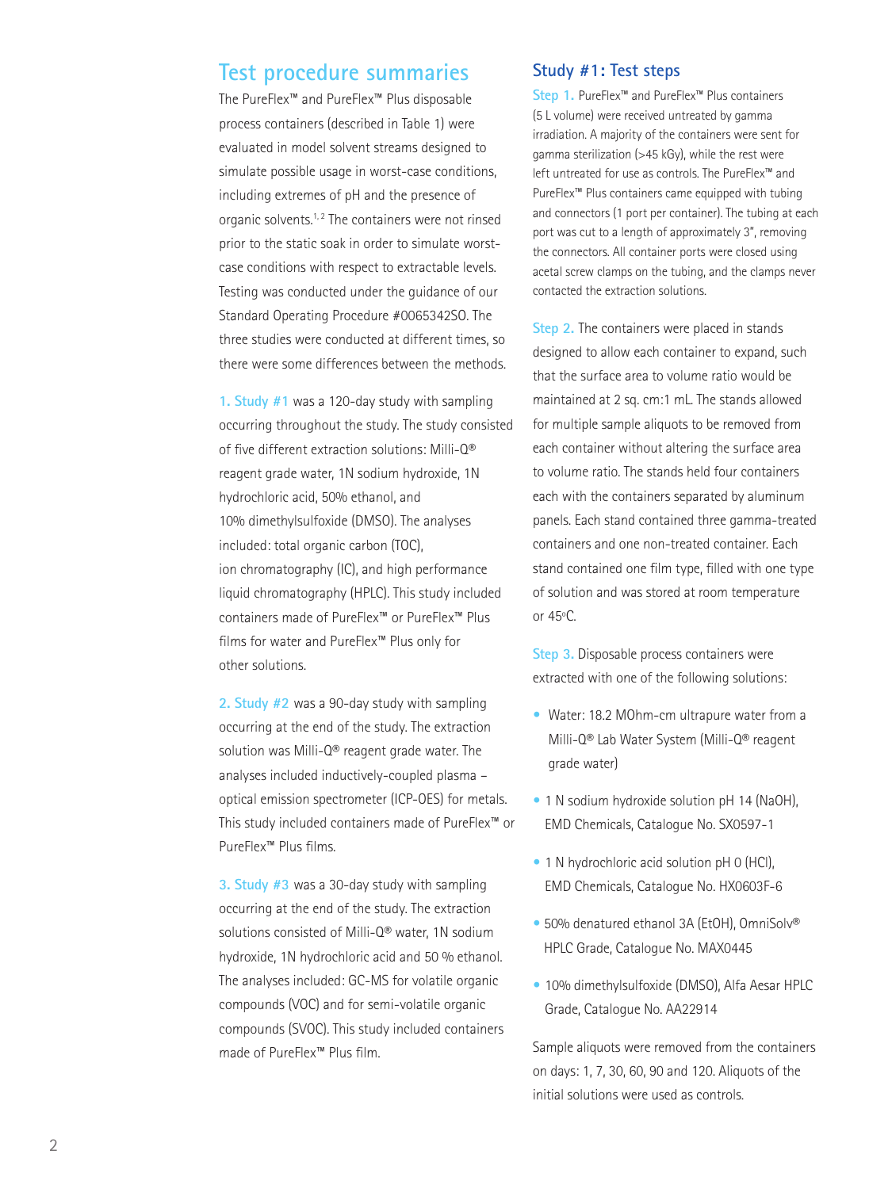## Test procedure summaries

The PureFlex™ and PureFlex™ Plus disposable process containers (described in Table 1) were evaluated in model solvent streams designed to simulate possible usage in worst-case conditions, including extremes of pH and the presence of organic solvents.[1,2] The containers were not rinsed prior to the static soak in order to simulate worst-case conditions with respect to extractable levels. Testing was conducted under the guidance of our Standard Operating Procedure #0065342SO. The three studies were conducted at different times, so there were some differences between the methods.

**1. Study #1** was a 120-day study with sampling occurring throughout the study. The study consisted of five different extraction solutions: Milli-Q® reagent grade water, 1N sodium hydroxide, 1N hydrochloric acid, 50% ethanol, and 10% dimethylsulfoxide (DMSO). The analyses included: total organic carbon (TOC), ion chromatography (IC), and high performance liquid chromatography (HPLC). This study included containers made of PureFlex™ or PureFlex™ Plus films for water and PureFlex™ Plus only for other solutions.

**2. Study #2** was a 90-day study with sampling occurring at the end of the study. The extraction solution was Milli-Q® reagent grade water. The analyses included inductively-coupled plasma – optical emission spectrometer (ICP-OES) for metals. This study included containers made of PureFlex™ or PureFlex™ Plus films.

**3. Study #3** was a 30-day study with sampling occurring at the end of the study. The extraction solutions consisted of Milli-Q® water, 1N sodium hydroxide, 1N hydrochloric acid and 50 % ethanol. The analyses included: GC-MS for volatile organic compounds (VOC) and for semi-volatile organic compounds (SVOC). This study included containers made of PureFlex™ Plus film.

## Study #1: Test steps

**Step 1.** PureFlex™ and PureFlex™ Plus containers (5 L volume) were received untreated by gamma irradiation. A majority of the containers were sent for gamma sterilization (>45 kGy), while the rest were left untreated for use as controls. The PureFlex™ and PureFlex™ Plus containers came equipped with tubing and connectors (1 port per container). The tubing at each port was cut to a length of approximately 3", removing the connectors. All container ports were closed using acetal screw clamps on the tubing, and the clamps never contacted the extraction solutions.

**Step 2.** The containers were placed in stands designed to allow each container to expand, such that the surface area to volume ratio would be maintained at 2 sq. cm:1 mL. The stands allowed for multiple sample aliquots to be removed from each container without altering the surface area to volume ratio. The stands held four containers each with the containers separated by aluminum panels. Each stand contained three gamma-treated containers and one non-treated container. Each stand contained one film type, filled with one type of solution and was stored at room temperature or 45°C.

**Step 3.** Disposable process containers were extracted with one of the following solutions:

- Water: 18.2 MOhm-cm ultrapure water from a Milli-Q® Lab Water System (Milli-Q® reagent grade water)
- 1 N sodium hydroxide solution pH 14 (NaOH), EMD Chemicals, Catalogue No. SX0597-1
- 1 N hydrochloric acid solution pH 0 (HCl), EMD Chemicals, Catalogue No. HX0603F-6
- 50% denatured ethanol 3A (EtOH), OmniSolv® HPLC Grade, Catalogue No. MAX0445
- 10% dimethylsulfoxide (DMSO), Alfa Aesar HPLC Grade, Catalogue No. AA22914

Sample aliquots were removed from the containers on days: 1, 7, 30, 60, 90 and 120. Aliquots of the initial solutions were used as controls.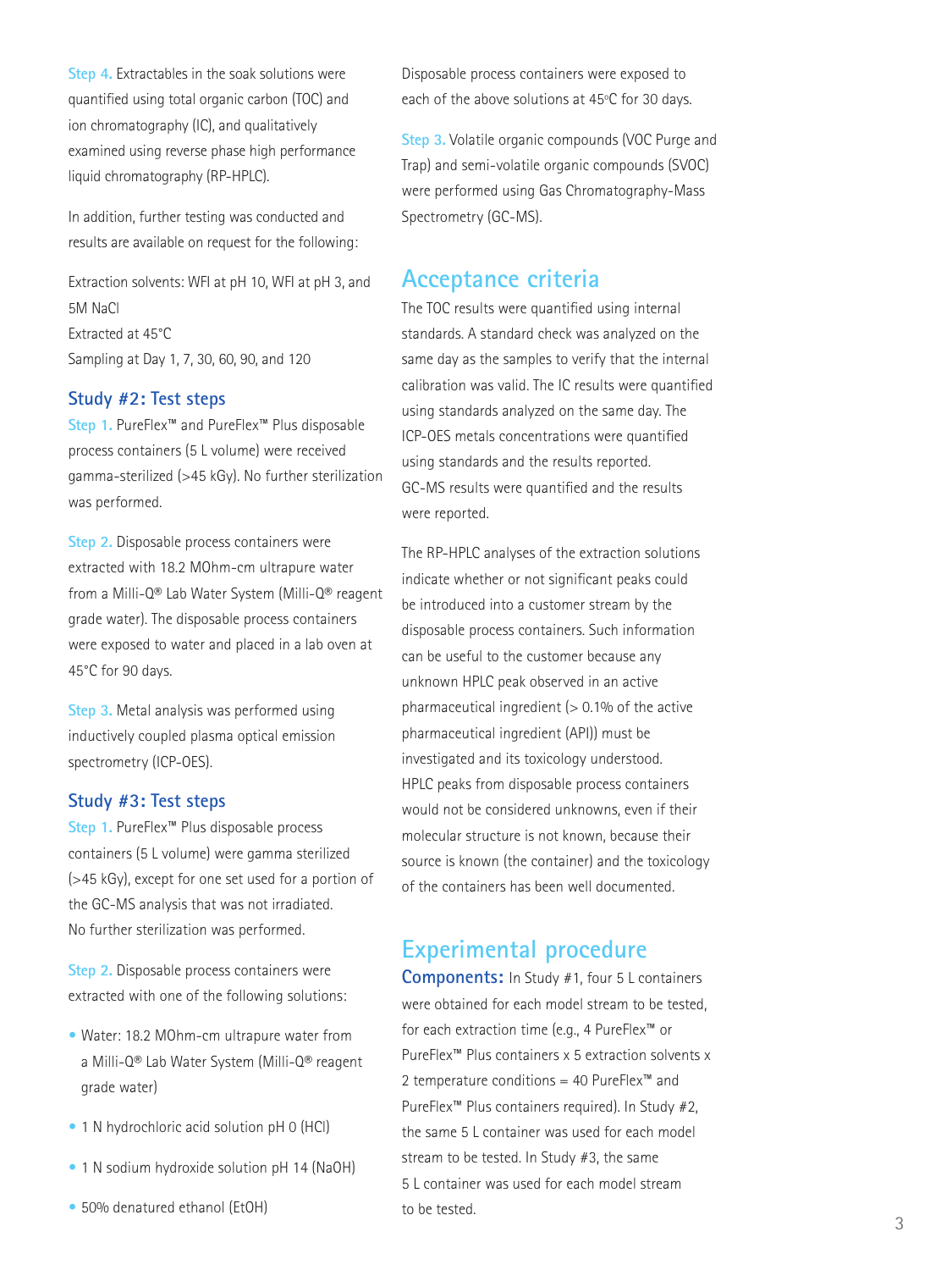**Step 4.** Extractables in the soak solutions were quantified using total organic carbon (TOC) and ion chromatography (IC), and qualitatively examined using reverse phase high performance liquid chromatography (RP-HPLC).

In addition, further testing was conducted and results are available on request for the following:

Extraction solvents: WFI at pH 10, WFI at pH 3, and 5M NaCl
Extracted at 45°C
Sampling at Day 1, 7, 30, 60, 90, and 120

## Study #2: Test steps

**Step 1.** PureFlex™ and PureFlex™ Plus disposable process containers (5 L volume) were received gamma-sterilized (>45 kGy). No further sterilization was performed.

**Step 2.** Disposable process containers were extracted with 18.2 MOhm-cm ultrapure water from a Milli-Q® Lab Water System (Milli-Q® reagent grade water). The disposable process containers were exposed to water and placed in a lab oven at 45°C for 90 days.

**Step 3.** Metal analysis was performed using inductively coupled plasma optical emission spectrometry (ICP-OES).

## Study #3: Test steps

**Step 1.** PureFlex™ Plus disposable process containers (5 L volume) were gamma sterilized (>45 kGy), except for one set used for a portion of the GC-MS analysis that was not irradiated. No further sterilization was performed.

**Step 2.** Disposable process containers were extracted with one of the following solutions:

- Water: 18.2 MOhm-cm ultrapure water from a Milli-Q® Lab Water System (Milli-Q® reagent grade water)
- 1 N hydrochloric acid solution pH 0 (HCl)
- 1 N sodium hydroxide solution pH 14 (NaOH)
- 50% denatured ethanol (EtOH)

Disposable process containers were exposed to each of the above solutions at 45°C for 30 days.

**Step 3.** Volatile organic compounds (VOC Purge and Trap) and semi-volatile organic compounds (SVOC) were performed using Gas Chromatography-Mass Spectrometry (GC-MS).

# Acceptance criteria

The TOC results were quantified using internal standards. A standard check was analyzed on the same day as the samples to verify that the internal calibration was valid. The IC results were quantified using standards analyzed on the same day. The ICP-OES metals concentrations were quantified using standards and the results reported. GC-MS results were quantified and the results were reported.

The RP-HPLC analyses of the extraction solutions indicate whether or not significant peaks could be introduced into a customer stream by the disposable process containers. Such information can be useful to the customer because any unknown HPLC peak observed in an active pharmaceutical ingredient (> 0.1% of the active pharmaceutical ingredient (API)) must be investigated and its toxicology understood. HPLC peaks from disposable process containers would not be considered unknowns, even if their molecular structure is not known, because their source is known (the container) and the toxicology of the containers has been well documented.

# Experimental procedure

**Components:** In Study #1, four 5 L containers were obtained for each model stream to be tested, for each extraction time (e.g., 4 PureFlex™ or PureFlex™ Plus containers x 5 extraction solvents x 2 temperature conditions = 40 PureFlex™ and PureFlex™ Plus containers required). In Study #2, the same 5 L container was used for each model stream to be tested. In Study #3, the same 5 L container was used for each model stream to be tested.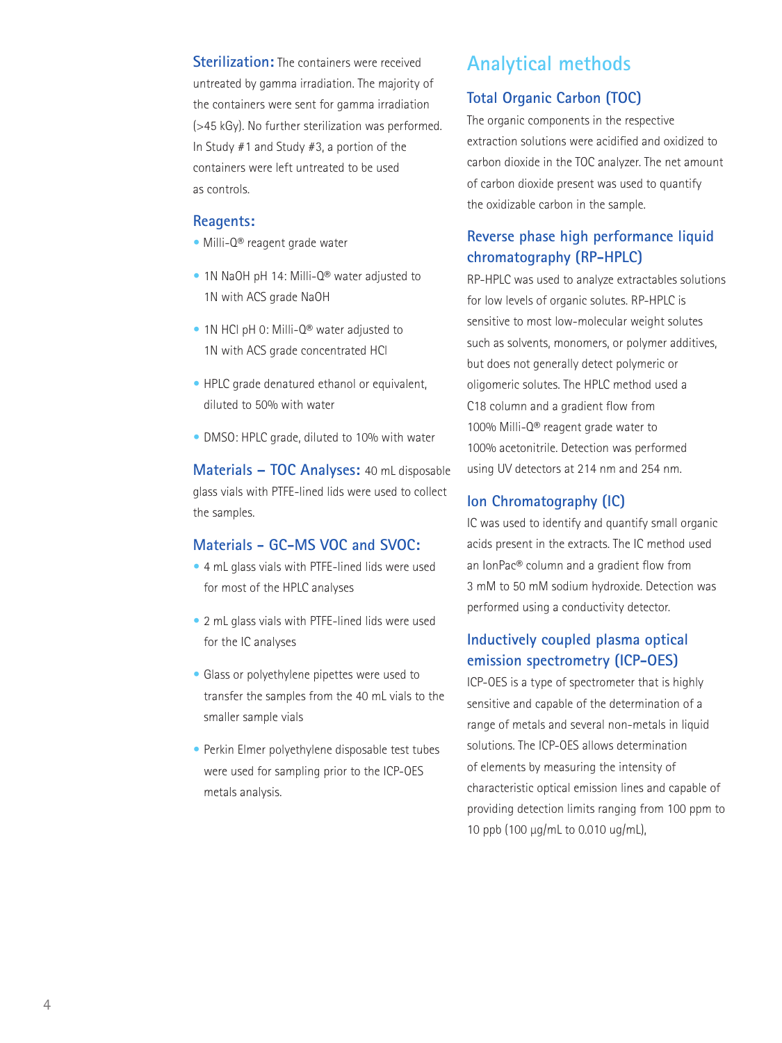**Sterilization:** The containers were received untreated by gamma irradiation. The majority of the containers were sent for gamma irradiation (>45 kGy). No further sterilization was performed. In Study #1 and Study #3, a portion of the containers were left untreated to be used as controls.

### Reagents:

- Milli-Q® reagent grade water
- 1N NaOH pH 14: Milli-Q® water adjusted to 1N with ACS grade NaOH
- 1N HCl pH 0: Milli-Q® water adjusted to 1N with ACS grade concentrated HCl
- HPLC grade denatured ethanol or equivalent, diluted to 50% with water
- DMSO: HPLC grade, diluted to 10% with water

**Materials – TOC Analyses:** 40 mL disposable glass vials with PTFE-lined lids were used to collect the samples.

### Materials - GC-MS VOC and SVOC:

- 4 mL glass vials with PTFE-lined lids were used for most of the HPLC analyses
- 2 mL glass vials with PTFE-lined lids were used for the IC analyses
- Glass or polyethylene pipettes were used to transfer the samples from the 40 mL vials to the smaller sample vials
- Perkin Elmer polyethylene disposable test tubes were used for sampling prior to the ICP-OES metals analysis.

## Analytical methods

### Total Organic Carbon (TOC)

The organic components in the respective extraction solutions were acidified and oxidized to carbon dioxide in the TOC analyzer. The net amount of carbon dioxide present was used to quantify the oxidizable carbon in the sample.

### Reverse phase high performance liquid chromatography (RP-HPLC)

RP-HPLC was used to analyze extractables solutions for low levels of organic solutes. RP-HPLC is sensitive to most low-molecular weight solutes such as solvents, monomers, or polymer additives, but does not generally detect polymeric or oligomeric solutes. The HPLC method used a C18 column and a gradient flow from 100% Milli-Q® reagent grade water to 100% acetonitrile. Detection was performed using UV detectors at 214 nm and 254 nm.

### Ion Chromatography (IC)

IC was used to identify and quantify small organic acids present in the extracts. The IC method used an IonPac® column and a gradient flow from 3 mM to 50 mM sodium hydroxide. Detection was performed using a conductivity detector.

### Inductively coupled plasma optical emission spectrometry (ICP-OES)

ICP-OES is a type of spectrometer that is highly sensitive and capable of the determination of a range of metals and several non-metals in liquid solutions. The ICP-OES allows determination of elements by measuring the intensity of characteristic optical emission lines and capable of providing detection limits ranging from 100 ppm to 10 ppb (100 µg/mL to 0.010 ug/mL),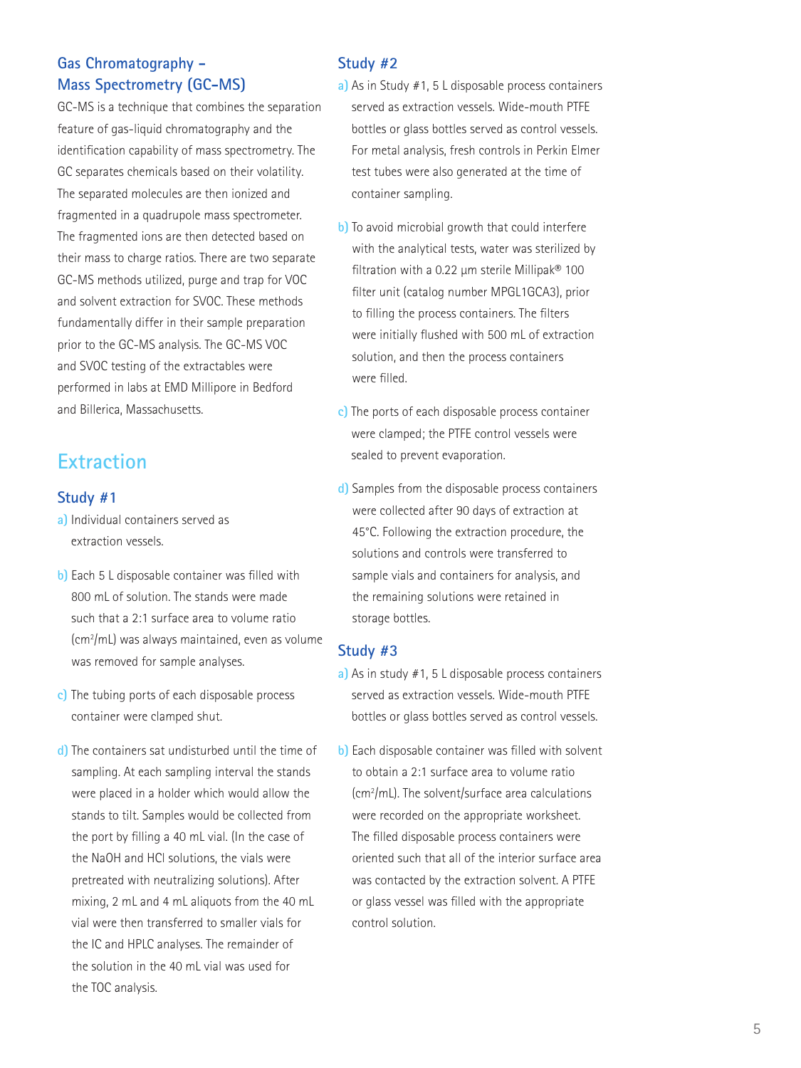### Gas Chromatography – Mass Spectrometry (GC-MS)

GC-MS is a technique that combines the separation feature of gas-liquid chromatography and the identification capability of mass spectrometry. The GC separates chemicals based on their volatility. The separated molecules are then ionized and fragmented in a quadrupole mass spectrometer. The fragmented ions are then detected based on their mass to charge ratios. There are two separate GC-MS methods utilized, purge and trap for VOC and solvent extraction for SVOC. These methods fundamentally differ in their sample preparation prior to the GC-MS analysis. The GC-MS VOC and SVOC testing of the extractables were performed in labs at EMD Millipore in Bedford and Billerica, Massachusetts.

## Extraction

### Study #1

a) Individual containers served as extraction vessels.

b) Each 5 L disposable container was filled with 800 mL of solution. The stands were made such that a 2:1 surface area to volume ratio ($cm^2$/mL) was always maintained, even as volume was removed for sample analyses.

c) The tubing ports of each disposable process container were clamped shut.

d) The containers sat undisturbed until the time of sampling. At each sampling interval the stands were placed in a holder which would allow the stands to tilt. Samples would be collected from the port by filling a 40 mL vial. (In the case of the NaOH and HCl solutions, the vials were pretreated with neutralizing solutions). After mixing, 2 mL and 4 mL aliquots from the 40 mL vial were then transferred to smaller vials for the IC and HPLC analyses. The remainder of the solution in the 40 mL vial was used for the TOC analysis.

### Study #2

a) As in Study #1, 5 L disposable process containers served as extraction vessels. Wide-mouth PTFE bottles or glass bottles served as control vessels. For metal analysis, fresh controls in Perkin Elmer test tubes were also generated at the time of container sampling.

b) To avoid microbial growth that could interfere with the analytical tests, water was sterilized by filtration with a 0.22 µm sterile Millipak® 100 filter unit (catalog number MPGL1GCA3), prior to filling the process containers. The filters were initially flushed with 500 mL of extraction solution, and then the process containers were filled.

c) The ports of each disposable process container were clamped; the PTFE control vessels were sealed to prevent evaporation.

d) Samples from the disposable process containers were collected after 90 days of extraction at 45°C. Following the extraction procedure, the solutions and controls were transferred to sample vials and containers for analysis, and the remaining solutions were retained in storage bottles.

### Study #3

a) As in study #1, 5 L disposable process containers served as extraction vessels. Wide-mouth PTFE bottles or glass bottles served as control vessels.

b) Each disposable container was filled with solvent to obtain a 2:1 surface area to volume ratio ($cm^2$/mL). The solvent/surface area calculations were recorded on the appropriate worksheet. The filled disposable process containers were oriented such that all of the interior surface area was contacted by the extraction solvent. A PTFE or glass vessel was filled with the appropriate control solution.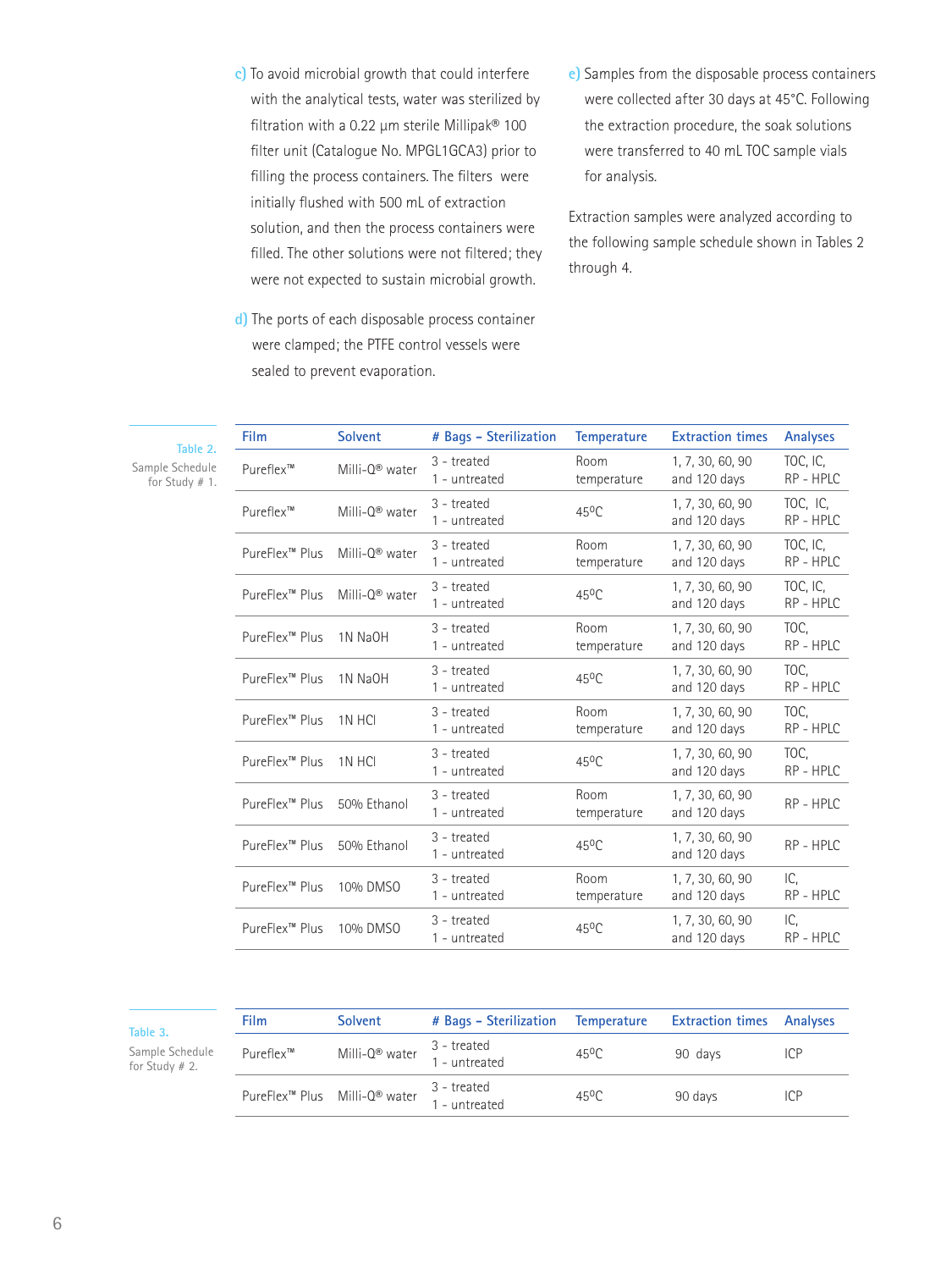c) To avoid microbial growth that could interfere with the analytical tests, water was sterilized by filtration with a 0.22 µm sterile Millipak® 100 filter unit (Catalogue No. MPGL1GCA3) prior to filling the process containers. The filters were initially flushed with 500 mL of extraction solution, and then the process containers were filled. The other solutions were not filtered; they were not expected to sustain microbial growth.

d) The ports of each disposable process container were clamped; the PTFE control vessels were sealed to prevent evaporation.

e) Samples from the disposable process containers were collected after 30 days at 45°C. Following the extraction procedure, the soak solutions were transferred to 40 mL TOC sample vials for analysis.

Extraction samples were analyzed according to the following sample schedule shown in Tables 2 through 4.

Table 2.
Sample Schedule for Study # 1.

| Film | Solvent | # Bags – Sterilization | Temperature | Extraction times | Analyses |
|---|---|---|---|---|---|
| Pureflex™ | Milli-Q® water | 3 - treated<br>1 - untreated | Room temperature | 1, 7, 30, 60, 90 and 120 days | TOC, IC, RP - HPLC |
| Pureflex™ | Milli-Q® water | 3 - treated<br>1 - untreated | 45°C | 1, 7, 30, 60, 90 and 120 days | TOC, IC, RP - HPLC |
| PureFlex™ Plus | Milli-Q® water | 3 - treated<br>1 - untreated | Room temperature | 1, 7, 30, 60, 90 and 120 days | TOC, IC, RP - HPLC |
| PureFlex™ Plus | Milli-Q® water | 3 - treated<br>1 - untreated | 45°C | 1, 7, 30, 60, 90 and 120 days | TOC, IC, RP - HPLC |
| PureFlex™ Plus | 1N NaOH | 3 - treated<br>1 - untreated | Room temperature | 1, 7, 30, 60, 90 and 120 days | TOC, RP - HPLC |
| PureFlex™ Plus | 1N NaOH | 3 - treated<br>1 - untreated | 45°C | 1, 7, 30, 60, 90 and 120 days | TOC, RP - HPLC |
| PureFlex™ Plus | 1N HCl | 3 - treated<br>1 - untreated | Room temperature | 1, 7, 30, 60, 90 and 120 days | TOC, RP - HPLC |
| PureFlex™ Plus | 1N HCl | 3 - treated<br>1 - untreated | 45°C | 1, 7, 30, 60, 90 and 120 days | TOC, RP - HPLC |
| PureFlex™ Plus | 50% Ethanol | 3 - treated<br>1 - untreated | Room temperature | 1, 7, 30, 60, 90 and 120 days | RP - HPLC |
| PureFlex™ Plus | 50% Ethanol | 3 - treated<br>1 - untreated | 45°C | 1, 7, 30, 60, 90 and 120 days | RP - HPLC |
| PureFlex™ Plus | 10% DMSO | 3 - treated<br>1 - untreated | Room temperature | 1, 7, 30, 60, 90 and 120 days | IC, RP - HPLC |
| PureFlex™ Plus | 10% DMSO | 3 - treated<br>1 - untreated | 45°C | 1, 7, 30, 60, 90 and 120 days | IC, RP - HPLC |

Table 3.
Sample Schedule for Study # 2.

| Film | Solvent | # Bags – Sterilization | Temperature | Extraction times | Analyses |
|---|---|---|---|---|---|
| Pureflex™ | Milli-Q® water | 3 - treated<br>1 - untreated | 45°C | 90 days | ICP |
| PureFlex™ Plus | Milli-Q® water | 3 - treated<br>1 - untreated | 45°C | 90 days | ICP |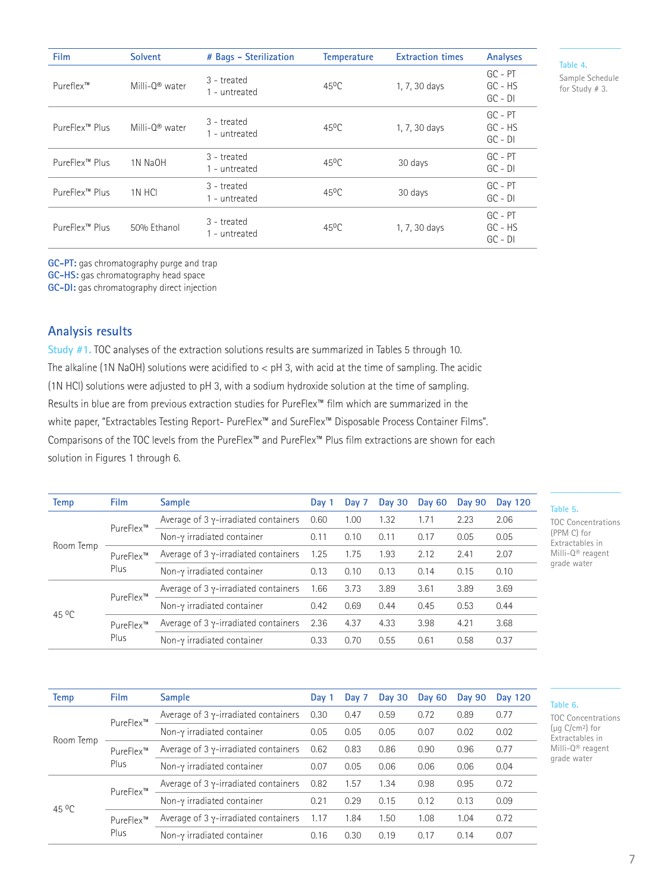| Film | Solvent | # Bags – Sterilization | Temperature | Extraction times | Analyses |
|---|---|---|---|---|---|
| Pureflex™ | Milli-Q® water | 3 - treated<br>1 - untreated | 45ºC | 1, 7, 30 days | GC - PT<br>GC - HS<br>GC - DI |
| PureFlex™ Plus | Milli-Q® water | 3 - treated<br>1 - untreated | 45ºC | 1, 7, 30 days | GC - PT<br>GC - HS<br>GC - DI |
| PureFlex™ Plus | 1N NaOH | 3 - treated<br>1 - untreated | 45ºC | 30 days | GC - PT<br>GC - DI |
| PureFlex™ Plus | 1N HCl | 3 - treated<br>1 - untreated | 45ºC | 30 days | GC - PT<br>GC - DI |
| PureFlex™ Plus | 50% Ethanol | 3 - treated<br>1 - untreated | 45ºC | 1, 7, 30 days | GC - PT<br>GC - HS<br>GC - DI |

Table 4. Sample Schedule for Study # 3.

**GC-PT:** gas chromatography purge and trap
**GC-HS:** gas chromatography head space
**GC-DI:** gas chromatography direct injection

## Analysis results

Study #1. TOC analyses of the extraction solutions results are summarized in Tables 5 through 10. The alkaline (1N NaOH) solutions were acidified to < pH 3, with acid at the time of sampling. The acidic (1N HCl) solutions were adjusted to pH 3, with a sodium hydroxide solution at the time of sampling. Results in blue are from previous extraction studies for PureFlex™ film which are summarized in the white paper, "Extractables Testing Report- PureFlex™ and SureFlex™ Disposable Process Container Films". Comparisons of the TOC levels from the PureFlex™ and PureFlex™ Plus film extractions are shown for each solution in Figures 1 through 6.

| Temp | Film | Sample | Day 1 | Day 7 | Day 30 | Day 60 | Day 90 | Day 120 |
|---|---|---|---|---|---|---|---|---|
| Room Temp | PureFlex™ | Average of 3 γ-irradiated containers | 0.60 | 1.00 | 1.32 | 1.71 | 2.23 | 2.06 |
| | | Non-γ irradiated container | 0.11 | 0.10 | 0.11 | 0.17 | 0.05 | 0.05 |
| | PureFlex™ Plus | Average of 3 γ-irradiated containers | 1.25 | 1.75 | 1.93 | 2.12 | 2.41 | 2.07 |
| | | Non-γ irradiated container | 0.13 | 0.10 | 0.13 | 0.14 | 0.15 | 0.10 |
| 45 ºC | PureFlex™ | Average of 3 γ-irradiated containers | 1.66 | 3.73 | 3.89 | 3.61 | 3.89 | 3.69 |
| | | Non-γ irradiated container | 0.42 | 0.69 | 0.44 | 0.45 | 0.53 | 0.44 |
| | PureFlex™ Plus | Average of 3 γ-irradiated containers | 2.36 | 4.37 | 4.33 | 3.98 | 4.21 | 3.68 |
| | | Non-γ irradiated container | 0.33 | 0.70 | 0.55 | 0.61 | 0.58 | 0.37 |

Table 5. TOC Concentrations (PPM C) for Extractables in Milli-Q® reagent grade water

| Temp | Film | Sample | Day 1 | Day 7 | Day 30 | Day 60 | Day 90 | Day 120 |
|---|---|---|---|---|---|---|---|---|
| Room Temp | PureFlex™ | Average of 3 γ-irradiated containers | 0.30 | 0.47 | 0.59 | 0.72 | 0.89 | 0.77 |
| | | Non-γ irradiated container | 0.05 | 0.05 | 0.05 | 0.07 | 0.02 | 0.02 |
| | PureFlex™ Plus | Average of 3 γ-irradiated containers | 0.62 | 0.83 | 0.86 | 0.90 | 0.96 | 0.77 |
| | | Non-γ irradiated container | 0.07 | 0.05 | 0.06 | 0.06 | 0.06 | 0.04 |
| 45 ºC | PureFlex™ | Average of 3 γ-irradiated containers | 0.82 | 1.57 | 1.34 | 0.98 | 0.95 | 0.72 |
| | | Non-γ irradiated container | 0.21 | 0.29 | 0.15 | 0.12 | 0.13 | 0.09 |
| | PureFlex™ Plus | Average of 3 γ-irradiated containers | 1.17 | 1.84 | 1.50 | 1.08 | 1.04 | 0.72 |
| | | Non-γ irradiated container | 0.16 | 0.30 | 0.19 | 0.17 | 0.14 | 0.07 |

Table 6. TOC Concentrations (μg C/cm²) for Extractables in Milli-Q® reagent grade water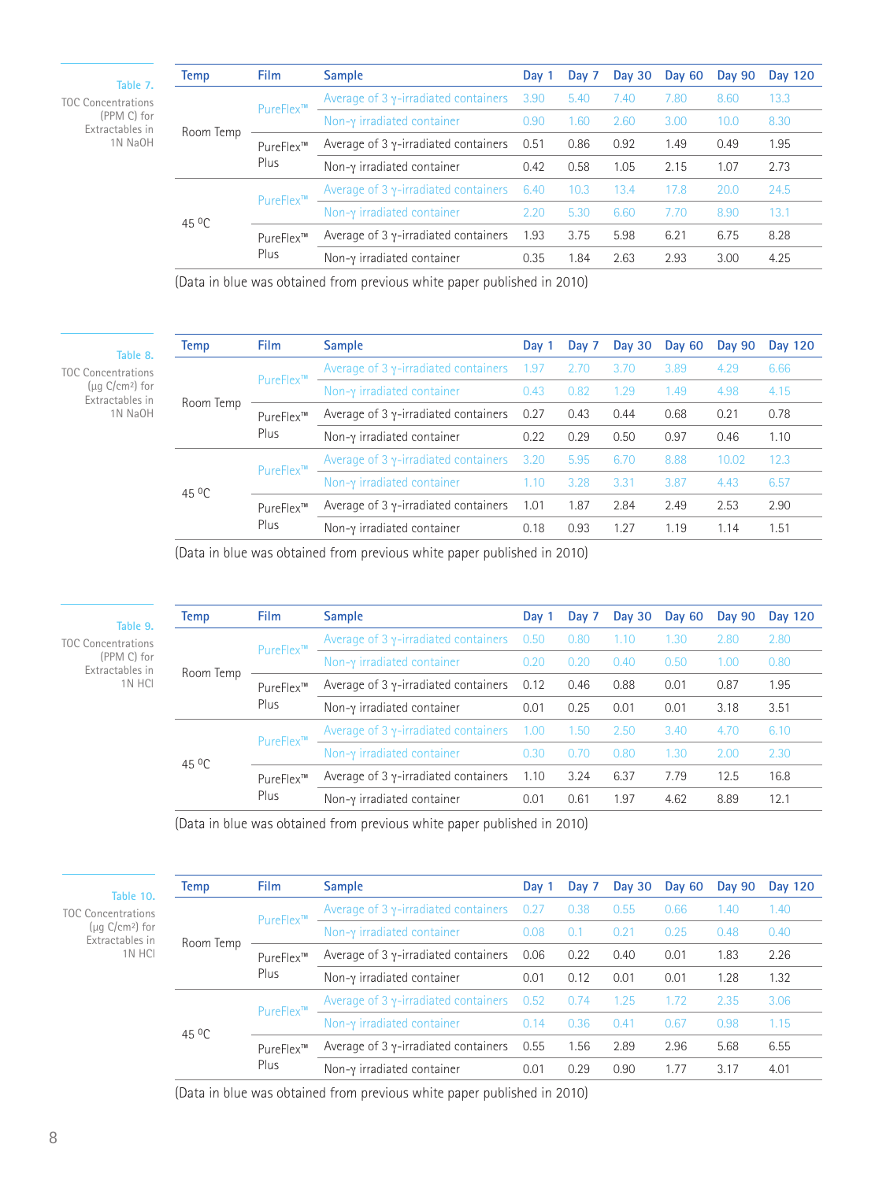**Table 7.**
TOC Concentrations (PPM C) for Extractables in 1N NaOH

| Temp | Film | Sample | Day 1 | Day 7 | Day 30 | Day 60 | Day 90 | Day 120 |
|---|---|---|---|---|---|---|---|---|
| Room Temp | PureFlex™ | Average of 3 γ-irradiated containers | 3.90 | 5.40 | 7.40 | 7.80 | 8.60 | 13.3 |
| | | Non-γ irradiated container | 0.90 | 1.60 | 2.60 | 3.00 | 10.0 | 8.30 |
| | PureFlex™ Plus | Average of 3 γ-irradiated containers | 0.51 | 0.86 | 0.92 | 1.49 | 0.49 | 1.95 |
| | | Non-γ irradiated container | 0.42 | 0.58 | 1.05 | 2.15 | 1.07 | 2.73 |
| 45 °C | PureFlex™ | Average of 3 γ-irradiated containers | 6.40 | 10.3 | 13.4 | 17.8 | 20.0 | 24.5 |
| | | Non-γ irradiated container | 2.20 | 5.30 | 6.60 | 7.70 | 8.90 | 13.1 |
| | PureFlex™ Plus | Average of 3 γ-irradiated containers | 1.93 | 3.75 | 5.98 | 6.21 | 6.75 | 8.28 |
| | | Non-γ irradiated container | 0.35 | 1.84 | 2.63 | 2.93 | 3.00 | 4.25 |

(Data in blue was obtained from previous white paper published in 2010)

**Table 8.**
TOC Concentrations (μg C/cm²) for Extractables in 1N NaOH

| Temp | Film | Sample | Day 1 | Day 7 | Day 30 | Day 60 | Day 90 | Day 120 |
|---|---|---|---|---|---|---|---|---|
| Room Temp | PureFlex™ | Average of 3 γ-irradiated containers | 1.97 | 2.70 | 3.70 | 3.89 | 4.29 | 6.66 |
| | | Non-γ irradiated container | 0.43 | 0.82 | 1.29 | 1.49 | 4.98 | 4.15 |
| | PureFlex™ Plus | Average of 3 γ-irradiated containers | 0.27 | 0.43 | 0.44 | 0.68 | 0.21 | 0.78 |
| | | Non-γ irradiated container | 0.22 | 0.29 | 0.50 | 0.97 | 0.46 | 1.10 |
| 45 °C | PureFlex™ | Average of 3 γ-irradiated containers | 3.20 | 5.95 | 6.70 | 8.88 | 10.02 | 12.3 |
| | | Non-γ irradiated container | 1.10 | 3.28 | 3.31 | 3.87 | 4.43 | 6.57 |
| | PureFlex™ Plus | Average of 3 γ-irradiated containers | 1.01 | 1.87 | 2.84 | 2.49 | 2.53 | 2.90 |
| | | Non-γ irradiated container | 0.18 | 0.93 | 1.27 | 1.19 | 1.14 | 1.51 |

(Data in blue was obtained from previous white paper published in 2010)

**Table 9.**
TOC Concentrations (PPM C) for Extractables in 1N HCl

| Temp | Film | Sample | Day 1 | Day 7 | Day 30 | Day 60 | Day 90 | Day 120 |
|---|---|---|---|---|---|---|---|---|
| Room Temp | PureFlex™ | Average of 3 γ-irradiated containers | 0.50 | 0.80 | 1.10 | 1.30 | 2.80 | 2.80 |
| | | Non-γ irradiated container | 0.20 | 0.20 | 0.40 | 0.50 | 1.00 | 0.80 |
| | PureFlex™ Plus | Average of 3 γ-irradiated containers | 0.12 | 0.46 | 0.88 | 0.01 | 0.87 | 1.95 |
| | | Non-γ irradiated container | 0.01 | 0.25 | 0.01 | 0.01 | 3.18 | 3.51 |
| 45 °C | PureFlex™ | Average of 3 γ-irradiated containers | 1.00 | 1.50 | 2.50 | 3.40 | 4.70 | 6.10 |
| | | Non-γ irradiated container | 0.30 | 0.70 | 0.80 | 1.30 | 2.00 | 2.30 |
| | PureFlex™ Plus | Average of 3 γ-irradiated containers | 1.10 | 3.24 | 6.37 | 7.79 | 12.5 | 16.8 |
| | | Non-γ irradiated container | 0.01 | 0.61 | 1.97 | 4.62 | 8.89 | 12.1 |

(Data in blue was obtained from previous white paper published in 2010)

**Table 10.**
TOC Concentrations (μg C/cm²) for Extractables in 1N HCl

| Temp | Film | Sample | Day 1 | Day 7 | Day 30 | Day 60 | Day 90 | Day 120 |
|---|---|---|---|---|---|---|---|---|
| Room Temp | PureFlex™ | Average of 3 γ-irradiated containers | 0.27 | 0.38 | 0.55 | 0.66 | 1.40 | 1.40 |
| | | Non-γ irradiated container | 0.08 | 0.1 | 0.21 | 0.25 | 0.48 | 0.40 |
| | PureFlex™ Plus | Average of 3 γ-irradiated containers | 0.06 | 0.22 | 0.40 | 0.01 | 1.83 | 2.26 |
| | | Non-γ irradiated container | 0.01 | 0.12 | 0.01 | 0.01 | 1.28 | 1.32 |
| 45 °C | PureFlex™ | Average of 3 γ-irradiated containers | 0.52 | 0.74 | 1.25 | 1.72 | 2.35 | 3.06 |
| | | Non-γ irradiated container | 0.14 | 0.36 | 0.41 | 0.67 | 0.98 | 1.15 |
| | PureFlex™ Plus | Average of 3 γ-irradiated containers | 0.55 | 1.56 | 2.89 | 2.96 | 5.68 | 6.55 |
| | | Non-γ irradiated container | 0.01 | 0.29 | 0.90 | 1.77 | 3.17 | 4.01 |

(Data in blue was obtained from previous white paper published in 2010)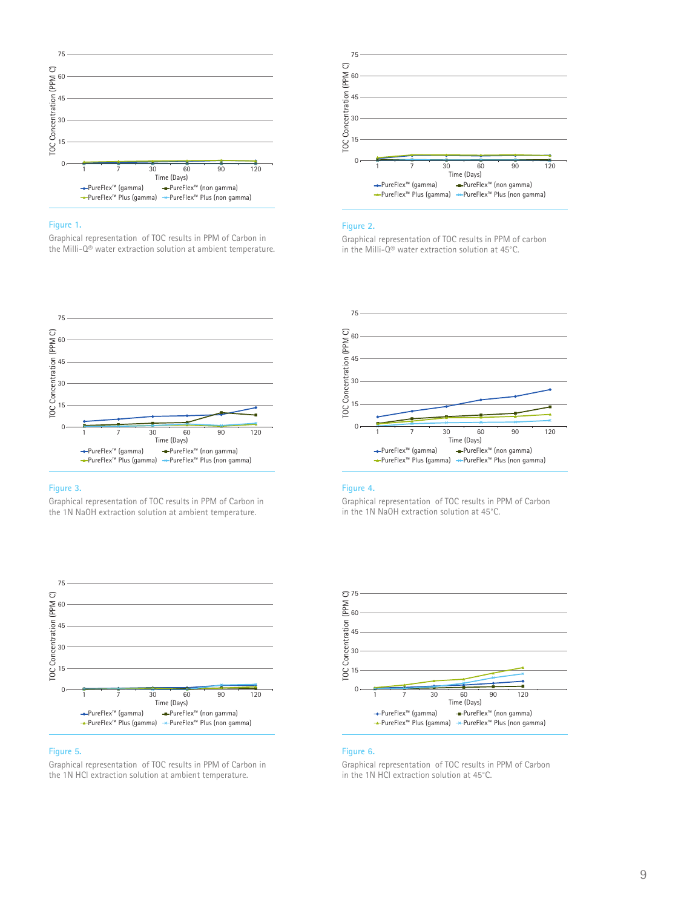Figure 1.

Graphical representation of TOC results in PPM of Carbon in the Milli-Q® water extraction solution at ambient temperature.

Figure 2.

Graphical representation of TOC results in PPM of carbon in the Milli-Q® water extraction solution at 45°C.

Figure 3.

Graphical representation of TOC results in PPM of Carbon in the 1N NaOH extraction solution at ambient temperature.

Figure 4.

Graphical representation of TOC results in PPM of Carbon in the 1N NaOH extraction solution at 45°C.

Figure 5.

Graphical representation of TOC results in PPM of Carbon in the 1N HCl extraction solution at ambient temperature.

Figure 6.

Graphical representation of TOC results in PPM of Carbon in the 1N HCl extraction solution at 45°C.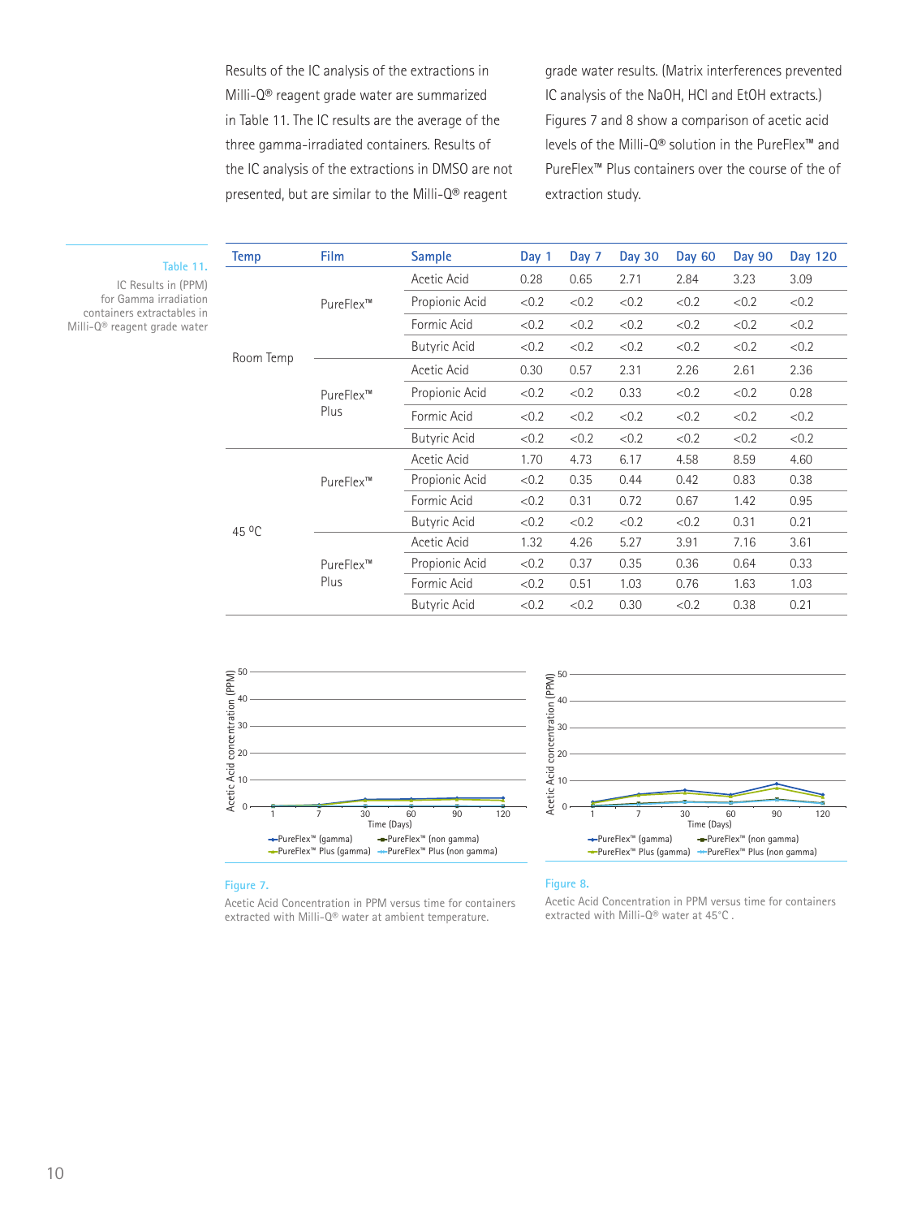Results of the IC analysis of the extractions in Milli-Q® reagent grade water are summarized in Table 11. The IC results are the average of the three gamma-irradiated containers. Results of the IC analysis of the extractions in DMSO are not presented, but are similar to the Milli-Q® reagent grade water results. (Matrix interferences prevented IC analysis of the NaOH, HCl and EtOH extracts.) Figures 7 and 8 show a comparison of acetic acid levels of the Milli-Q® solution in the PureFlex™ and PureFlex™ Plus containers over the course of the of extraction study.

Table 11.

IC Results in (PPM) for Gamma irradiation containers extractables in Milli-Q® reagent grade water

| Temp | Film | Sample | Day 1 | Day 7 | Day 30 | Day 60 | Day 90 | Day 120 |
|---|---|---|---|---|---|---|---|---|
| Room Temp | PureFlex™ | Acetic Acid | 0.28 | 0.65 | 2.71 | 2.84 | 3.23 | 3.09 |
| | | Propionic Acid | <0.2 | <0.2 | <0.2 | <0.2 | <0.2 | <0.2 |
| | | Formic Acid | <0.2 | <0.2 | <0.2 | <0.2 | <0.2 | <0.2 |
| | | Butyric Acid | <0.2 | <0.2 | <0.2 | <0.2 | <0.2 | <0.2 |
| | PureFlex™ Plus | Acetic Acid | 0.30 | 0.57 | 2.31 | 2.26 | 2.61 | 2.36 |
| | | Propionic Acid | <0.2 | <0.2 | 0.33 | <0.2 | <0.2 | 0.28 |
| | | Formic Acid | <0.2 | <0.2 | <0.2 | <0.2 | <0.2 | <0.2 |
| | | Butyric Acid | <0.2 | <0.2 | <0.2 | <0.2 | <0.2 | <0.2 |
| 45 °C | PureFlex™ | Acetic Acid | 1.70 | 4.73 | 6.17 | 4.58 | 8.59 | 4.60 |
| | | Propionic Acid | <0.2 | 0.35 | 0.44 | 0.42 | 0.83 | 0.38 |
| | | Formic Acid | <0.2 | 0.31 | 0.72 | 0.67 | 1.42 | 0.95 |
| | | Butyric Acid | <0.2 | <0.2 | <0.2 | <0.2 | 0.31 | 0.21 |
| | PureFlex™ Plus | Acetic Acid | 1.32 | 4.26 | 5.27 | 3.91 | 7.16 | 3.61 |
| | | Propionic Acid | <0.2 | 0.37 | 0.35 | 0.36 | 0.64 | 0.33 |
| | | Formic Acid | <0.2 | 0.51 | 1.03 | 0.76 | 1.63 | 1.03 |
| | | Butyric Acid | <0.2 | <0.2 | 0.30 | <0.2 | 0.38 | 0.21 |

Figure 7.

Acetic Acid Concentration in PPM versus time for containers extracted with Milli-Q® water at ambient temperature.

Figure 8.

Acetic Acid Concentration in PPM versus time for containers extracted with Milli-Q® water at 45°C .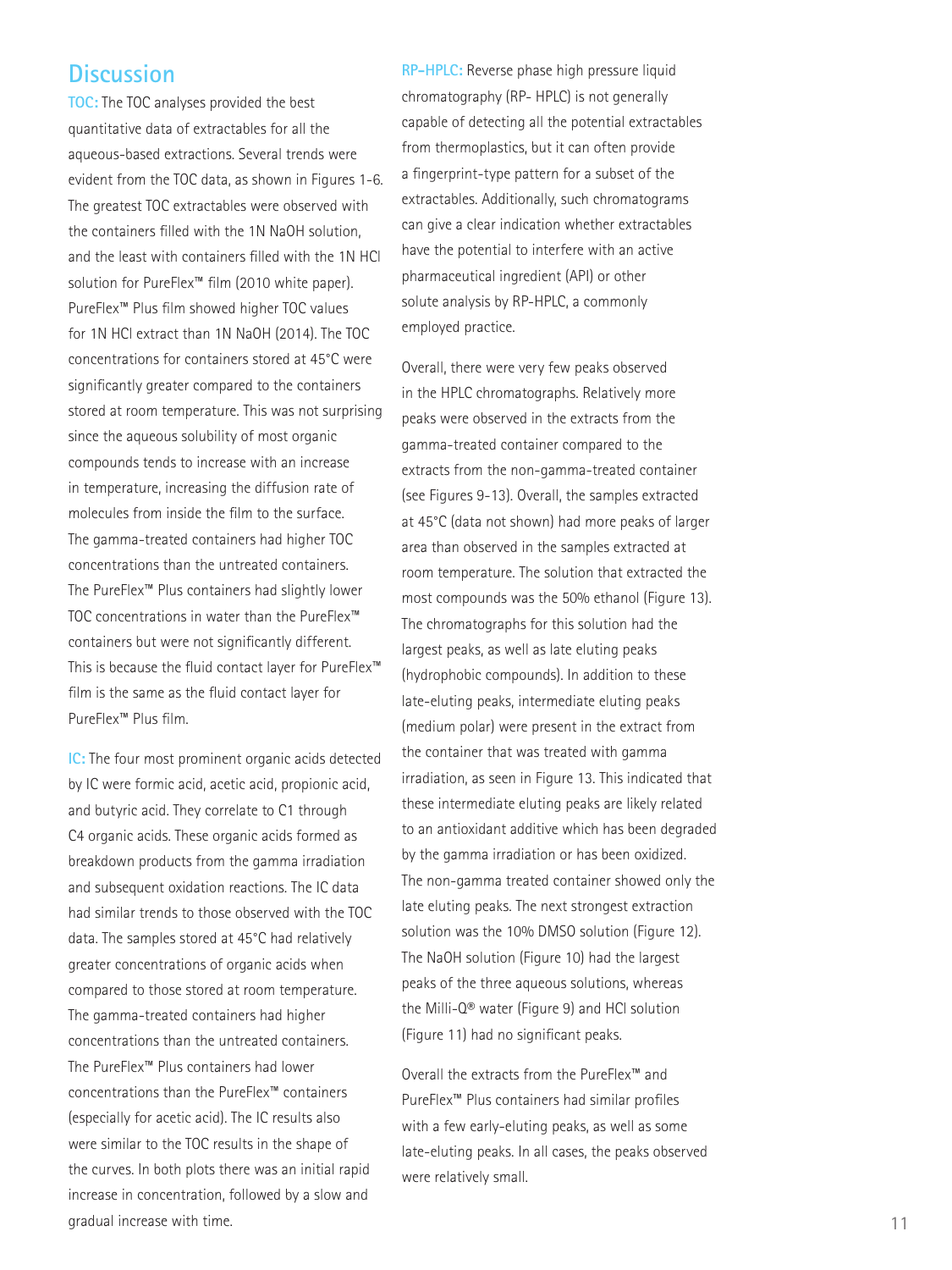## Discussion

**TOC:** The TOC analyses provided the best quantitative data of extractables for all the aqueous-based extractions. Several trends were evident from the TOC data, as shown in Figures 1-6. The greatest TOC extractables were observed with the containers filled with the 1N NaOH solution, and the least with containers filled with the 1N HCl solution for PureFlex™ film (2010 white paper). PureFlex™ Plus film showed higher TOC values for 1N HCl extract than 1N NaOH (2014). The TOC concentrations for containers stored at 45°C were significantly greater compared to the containers stored at room temperature. This was not surprising since the aqueous solubility of most organic compounds tends to increase with an increase in temperature, increasing the diffusion rate of molecules from inside the film to the surface. The gamma-treated containers had higher TOC concentrations than the untreated containers. The PureFlex™ Plus containers had slightly lower TOC concentrations in water than the PureFlex™ containers but were not significantly different. This is because the fluid contact layer for PureFlex™ film is the same as the fluid contact layer for PureFlex™ Plus film.

**IC:** The four most prominent organic acids detected by IC were formic acid, acetic acid, propionic acid, and butyric acid. They correlate to C1 through C4 organic acids. These organic acids formed as breakdown products from the gamma irradiation and subsequent oxidation reactions. The IC data had similar trends to those observed with the TOC data. The samples stored at 45°C had relatively greater concentrations of organic acids when compared to those stored at room temperature. The gamma-treated containers had higher concentrations than the untreated containers. The PureFlex™ Plus containers had lower concentrations than the PureFlex™ containers (especially for acetic acid). The IC results also were similar to the TOC results in the shape of the curves. In both plots there was an initial rapid increase in concentration, followed by a slow and gradual increase with time.

**RP-HPLC:** Reverse phase high pressure liquid chromatography (RP- HPLC) is not generally capable of detecting all the potential extractables from thermoplastics, but it can often provide a fingerprint-type pattern for a subset of the extractables. Additionally, such chromatograms can give a clear indication whether extractables have the potential to interfere with an active pharmaceutical ingredient (API) or other solute analysis by RP-HPLC, a commonly employed practice.

Overall, there were very few peaks observed in the HPLC chromatographs. Relatively more peaks were observed in the extracts from the gamma-treated container compared to the extracts from the non-gamma-treated container (see Figures 9-13). Overall, the samples extracted at 45°C (data not shown) had more peaks of larger area than observed in the samples extracted at room temperature. The solution that extracted the most compounds was the 50% ethanol (Figure 13). The chromatographs for this solution had the largest peaks, as well as late eluting peaks (hydrophobic compounds). In addition to these late-eluting peaks, intermediate eluting peaks (medium polar) were present in the extract from the container that was treated with gamma irradiation, as seen in Figure 13. This indicated that these intermediate eluting peaks are likely related to an antioxidant additive which has been degraded by the gamma irradiation or has been oxidized. The non-gamma treated container showed only the late eluting peaks. The next strongest extraction solution was the 10% DMSO solution (Figure 12). The NaOH solution (Figure 10) had the largest peaks of the three aqueous solutions, whereas the Milli-Q® water (Figure 9) and HCl solution (Figure 11) had no significant peaks.

Overall the extracts from the PureFlex™ and PureFlex™ Plus containers had similar profiles with a few early-eluting peaks, as well as some late-eluting peaks. In all cases, the peaks observed were relatively small.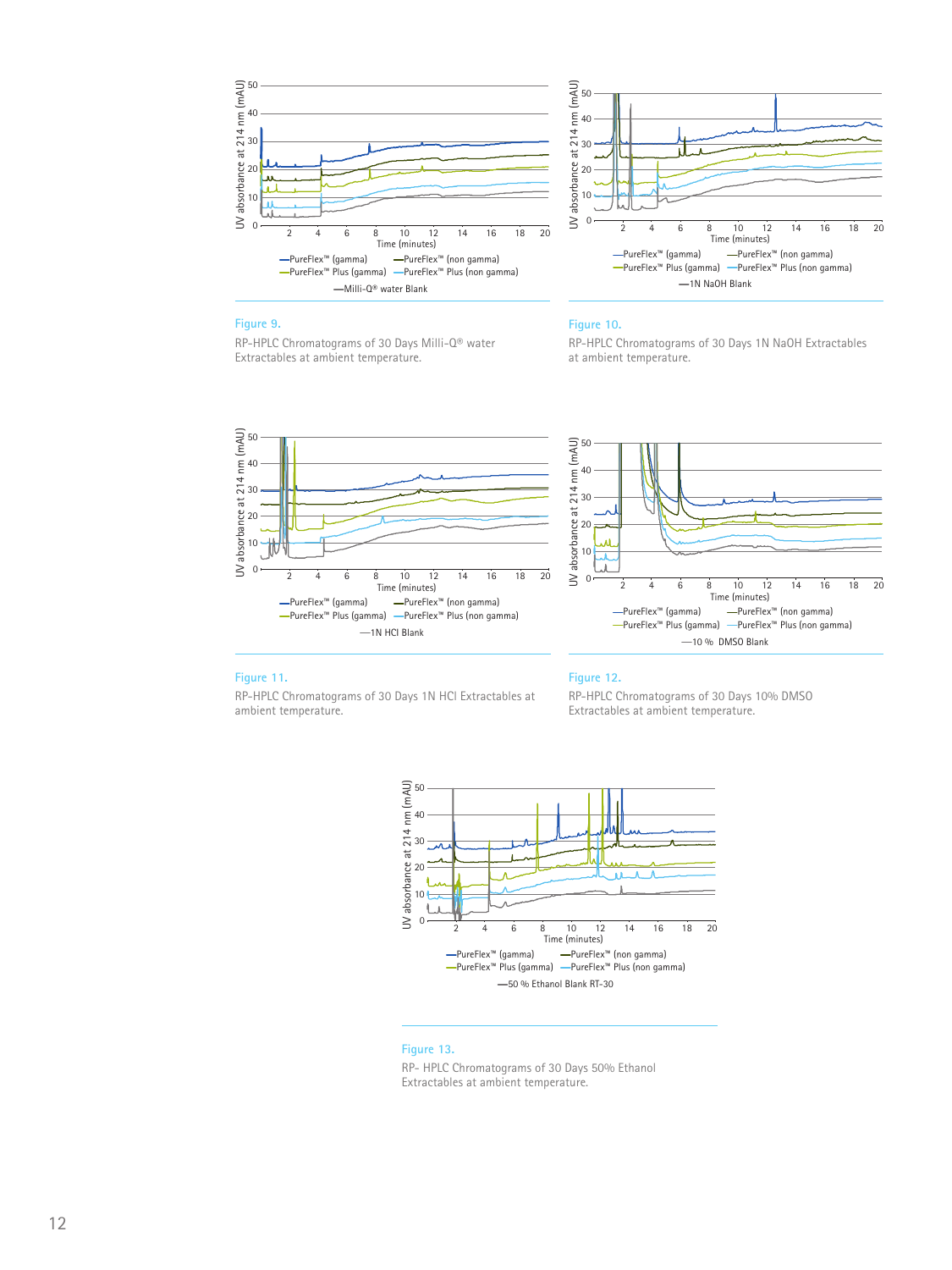Figure 9.

RP-HPLC Chromatograms of 30 Days Milli-Q® water Extractables at ambient temperature.

Figure 10.

RP-HPLC Chromatograms of 30 Days 1N NaOH Extractables at ambient temperature.

Figure 11.

RP-HPLC Chromatograms of 30 Days 1N HCl Extractables at ambient temperature.

Figure 12.

RP-HPLC Chromatograms of 30 Days 10% DMSO Extractables at ambient temperature.

Figure 13.

RP- HPLC Chromatograms of 30 Days 50% Ethanol Extractables at ambient temperature.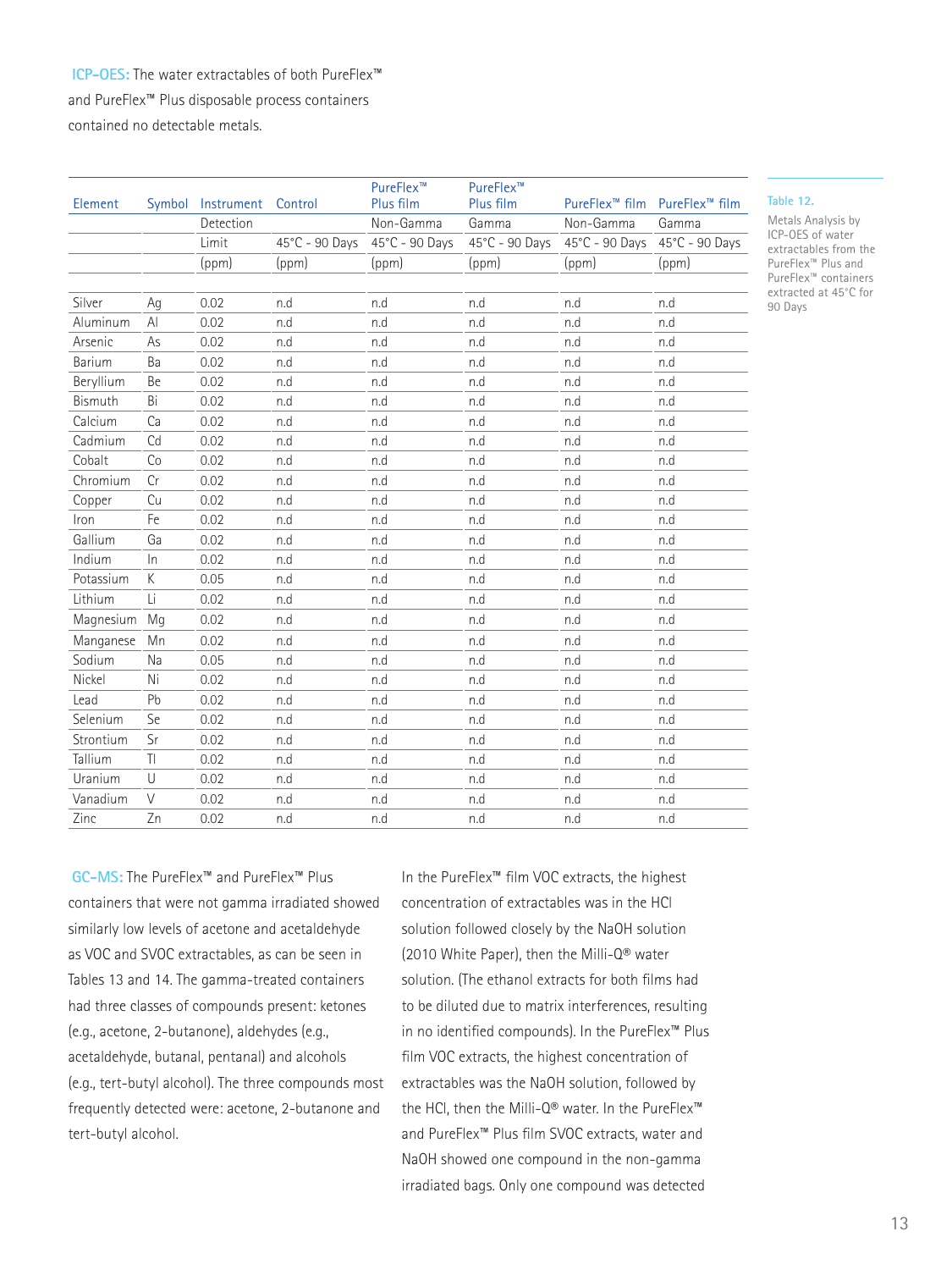**ICP-OES:** The water extractables of both PureFlex™ and PureFlex™ Plus disposable process containers contained no detectable metals.

Table 12.
Metals Analysis by ICP-OES of water extractables from the PureFlex™ Plus and PureFlex™ containers extracted at 45°C for 90 Days

| Element | Symbol | Instrument Detection Limit (ppm) | Control 45°C - 90 Days (ppm) | PureFlex™ Plus film Non-Gamma 45°C - 90 Days (ppm) | PureFlex™ Plus film Gamma 45°C - 90 Days (ppm) | PureFlex™ film Non-Gamma 45°C - 90 Days (ppm) | PureFlex™ film Gamma 45°C - 90 Days (ppm) |
|---|---|---|---|---|---|---|---|
| Silver | Ag | 0.02 | n.d | n.d | n.d | n.d | n.d |
| Aluminum | Al | 0.02 | n.d | n.d | n.d | n.d | n.d |
| Arsenic | As | 0.02 | n.d | n.d | n.d | n.d | n.d |
| Barium | Ba | 0.02 | n.d | n.d | n.d | n.d | n.d |
| Beryllium | Be | 0.02 | n.d | n.d | n.d | n.d | n.d |
| Bismuth | Bi | 0.02 | n.d | n.d | n.d | n.d | n.d |
| Calcium | Ca | 0.02 | n.d | n.d | n.d | n.d | n.d |
| Cadmium | Cd | 0.02 | n.d | n.d | n.d | n.d | n.d |
| Cobalt | Co | 0.02 | n.d | n.d | n.d | n.d | n.d |
| Chromium | Cr | 0.02 | n.d | n.d | n.d | n.d | n.d |
| Copper | Cu | 0.02 | n.d | n.d | n.d | n.d | n.d |
| Iron | Fe | 0.02 | n.d | n.d | n.d | n.d | n.d |
| Gallium | Ga | 0.02 | n.d | n.d | n.d | n.d | n.d |
| Indium | In | 0.02 | n.d | n.d | n.d | n.d | n.d |
| Potassium | K | 0.05 | n.d | n.d | n.d | n.d | n.d |
| Lithium | Li | 0.02 | n.d | n.d | n.d | n.d | n.d |
| Magnesium | Mg | 0.02 | n.d | n.d | n.d | n.d | n.d |
| Manganese | Mn | 0.02 | n.d | n.d | n.d | n.d | n.d |
| Sodium | Na | 0.05 | n.d | n.d | n.d | n.d | n.d |
| Nickel | Ni | 0.02 | n.d | n.d | n.d | n.d | n.d |
| Lead | Pb | 0.02 | n.d | n.d | n.d | n.d | n.d |
| Selenium | Se | 0.02 | n.d | n.d | n.d | n.d | n.d |
| Strontium | Sr | 0.02 | n.d | n.d | n.d | n.d | n.d |
| Tallium | Tl | 0.02 | n.d | n.d | n.d | n.d | n.d |
| Uranium | U | 0.02 | n.d | n.d | n.d | n.d | n.d |
| Vanadium | V | 0.02 | n.d | n.d | n.d | n.d | n.d |
| Zinc | Zn | 0.02 | n.d | n.d | n.d | n.d | n.d |

**GC-MS:** The PureFlex™ and PureFlex™ Plus containers that were not gamma irradiated showed similarly low levels of acetone and acetaldehyde as VOC and SVOC extractables, as can be seen in Tables 13 and 14. The gamma-treated containers had three classes of compounds present: ketones (e.g., acetone, 2-butanone), aldehydes (e.g., acetaldehyde, butanal, pentanal) and alcohols (e.g., tert-butyl alcohol). The three compounds most frequently detected were: acetone, 2-butanone and tert-butyl alcohol.

In the PureFlex™ film VOC extracts, the highest concentration of extractables was in the HCl solution followed closely by the NaOH solution (2010 White Paper), then the Milli-Q® water solution. (The ethanol extracts for both films had to be diluted due to matrix interferences, resulting in no identified compounds). In the PureFlex™ Plus film VOC extracts, the highest concentration of extractables was the NaOH solution, followed by the HCl, then the Milli-Q® water. In the PureFlex™ and PureFlex™ Plus film SVOC extracts, water and NaOH showed one compound in the non-gamma irradiated bags. Only one compound was detected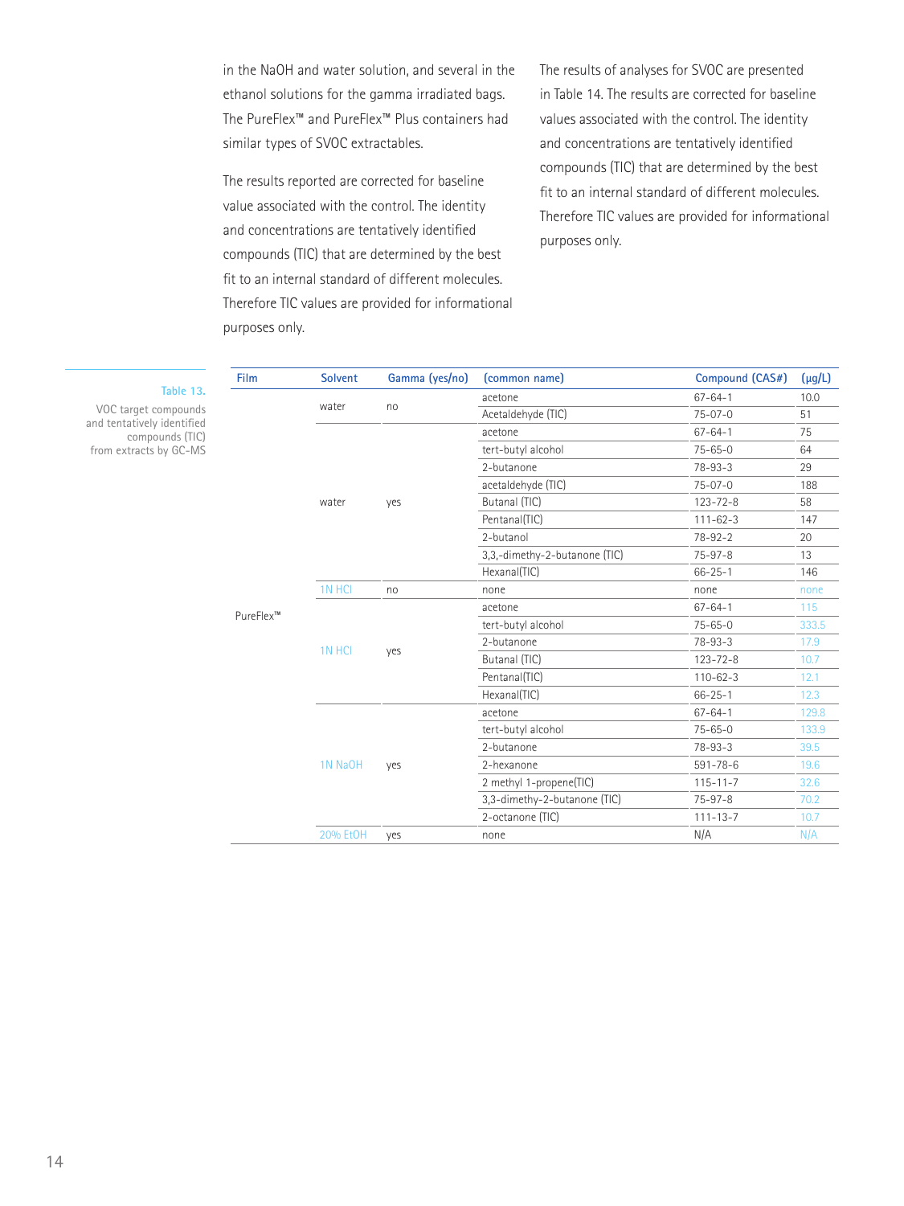in the NaOH and water solution, and several in the ethanol solutions for the gamma irradiated bags. The PureFlex™ and PureFlex™ Plus containers had similar types of SVOC extractables.

The results reported are corrected for baseline value associated with the control. The identity and concentrations are tentatively identified compounds (TIC) that are determined by the best fit to an internal standard of different molecules. Therefore TIC values are provided for informational purposes only.

The results of analyses for SVOC are presented in Table 14. The results are corrected for baseline values associated with the control. The identity and concentrations are tentatively identified compounds (TIC) that are determined by the best fit to an internal standard of different molecules. Therefore TIC values are provided for informational purposes only.

**Table 13.** VOC target compounds and tentatively identified compounds (TIC) from extracts by GC-MS

| Film | Solvent | Gamma (yes/no) | (common name) | Compound (CAS#) | (µg/L) |
|---|---|---|---|---|---|
| PureFlex™ | water | no | acetone | 67-64-1 | 10.0 |
| | | | Acetaldehyde (TIC) | 75-07-0 | 51 |
| | water | yes | acetone | 67-64-1 | 75 |
| | | | tert-butyl alcohol | 75-65-0 | 64 |
| | | | 2-butanone | 78-93-3 | 29 |
| | | | acetaldehyde (TIC) | 75-07-0 | 188 |
| | | | Butanal (TIC) | 123-72-8 | 58 |
| | | | Pentanal(TIC) | 111-62-3 | 147 |
| | | | 2-butanol | 78-92-2 | 20 |
| | | | 3,3,-dimethy-2-butanone (TIC) | 75-97-8 | 13 |
| | | | Hexanal(TIC) | 66-25-1 | 146 |
| | 1N HCl | no | none | none | none |
| | 1N HCl | yes | acetone | 67-64-1 | 115 |
| | | | tert-butyl alcohol | 75-65-0 | 333.5 |
| | | | 2-butanone | 78-93-3 | 17.9 |
| | | | Butanal (TIC) | 123-72-8 | 10.7 |
| | | | Pentanal(TIC) | 110-62-3 | 12.1 |
| | | | Hexanal(TIC) | 66-25-1 | 12.3 |
| | 1N NaOH | yes | acetone | 67-64-1 | 129.8 |
| | | | tert-butyl alcohol | 75-65-0 | 133.9 |
| | | | 2-butanone | 78-93-3 | 39.5 |
| | | | 2-hexanone | 591-78-6 | 19.6 |
| | | | 2 methyl 1-propene(TIC) | 115-11-7 | 32.6 |
| | | | 3,3-dimethy-2-butanone (TIC) | 75-97-8 | 70.2 |
| | | | 2-octanone (TIC) | 111-13-7 | 10.7 |
| | 20% EtOH | yes | none | N/A | N/A |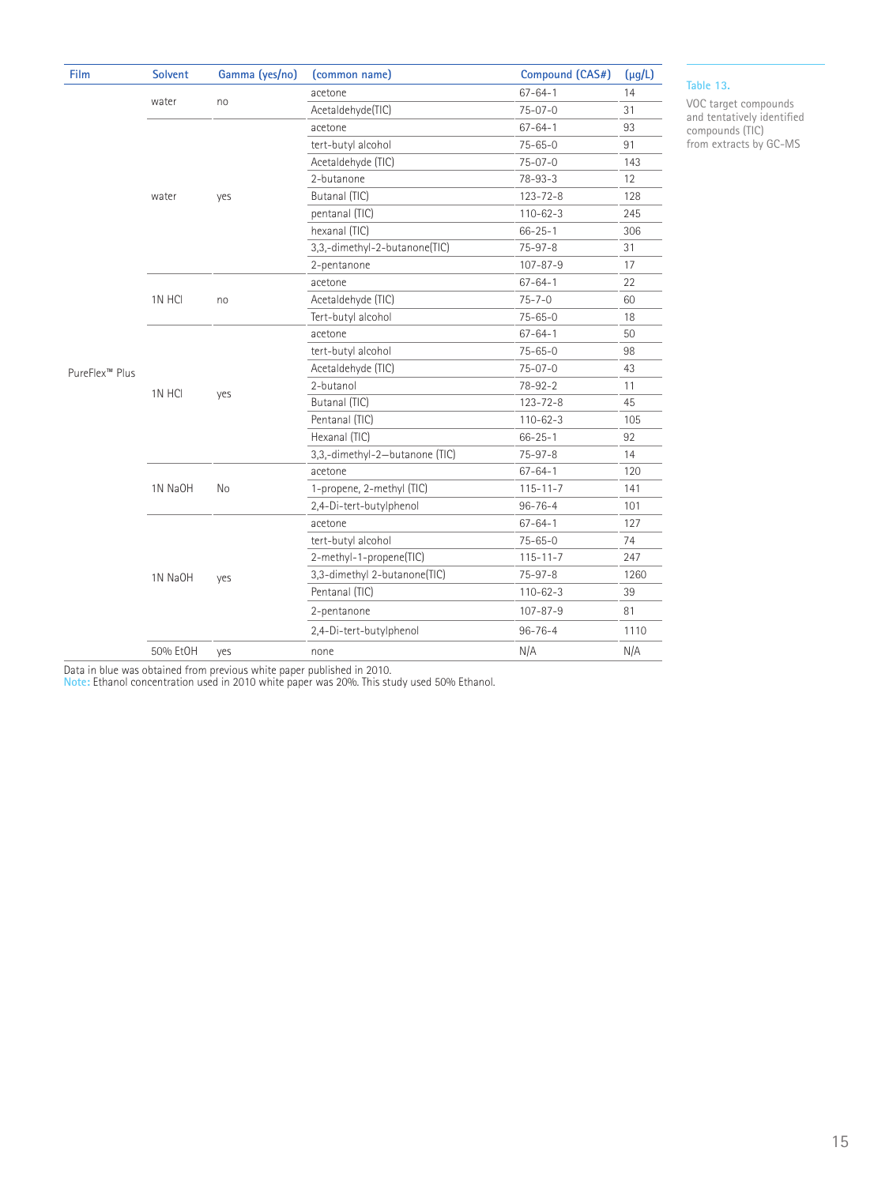Table 13.

VOC target compounds and tentatively identified compounds (TIC) from extracts by GC-MS

| Film | Solvent | Gamma (yes/no) | (common name) | Compound (CAS#) | (µg/L) |
|---|---|---|---|---|---|
| PureFlex™ Plus | water | no | acetone | 67-64-1 | 14 |
| | | | Acetaldehyde(TIC) | 75-07-0 | 31 |
| | water | yes | acetone | 67-64-1 | 93 |
| | | | tert-butyl alcohol | 75-65-0 | 91 |
| | | | Acetaldehyde (TIC) | 75-07-0 | 143 |
| | | | 2-butanone | 78-93-3 | 12 |
| | | | Butanal (TIC) | 123-72-8 | 128 |
| | | | pentanal (TIC) | 110-62-3 | 245 |
| | | | hexanal (TIC) | 66-25-1 | 306 |
| | | | 3,3,-dimethyl-2-butanone(TIC) | 75-97-8 | 31 |
| | | | 2-pentanone | 107-87-9 | 17 |
| | 1N HCl | no | acetone | 67-64-1 | 22 |
| | | | Acetaldehyde (TIC) | 75-7-0 | 60 |
| | | | Tert-butyl alcohol | 75-65-0 | 18 |
| | 1N HCl | yes | acetone | 67-64-1 | 50 |
| | | | tert-butyl alcohol | 75-65-0 | 98 |
| | | | Acetaldehyde (TIC) | 75-07-0 | 43 |
| | | | 2-butanol | 78-92-2 | 11 |
| | | | Butanal (TIC) | 123-72-8 | 45 |
| | | | Pentanal (TIC) | 110-62-3 | 105 |
| | | | Hexanal (TIC) | 66-25-1 | 92 |
| | | | 3,3,-dimethyl-2–butanone (TIC) | 75-97-8 | 14 |
| | 1N NaOH | No | acetone | 67-64-1 | 120 |
| | | | 1-propene, 2-methyl (TIC) | 115-11-7 | 141 |
| | | | 2,4-Di-tert-butylphenol | 96-76-4 | 101 |
| | 1N NaOH | yes | acetone | 67-64-1 | 127 |
| | | | tert-butyl alcohol | 75-65-0 | 74 |
| | | | 2-methyl-1-propene(TIC) | 115-11-7 | 247 |
| | | | 3,3-dimethyl 2-butanone(TIC) | 75-97-8 | 1260 |
| | | | Pentanal (TIC) | 110-62-3 | 39 |
| | | | 2-pentanone | 107-87-9 | 81 |
| | | | 2,4-Di-tert-butylphenol | 96-76-4 | 1110 |
| | 50% EtOH | yes | none | N/A | N/A |

Data in blue was obtained from previous white paper published in 2010.
Note: Ethanol concentration used in 2010 white paper was 20%. This study used 50% Ethanol.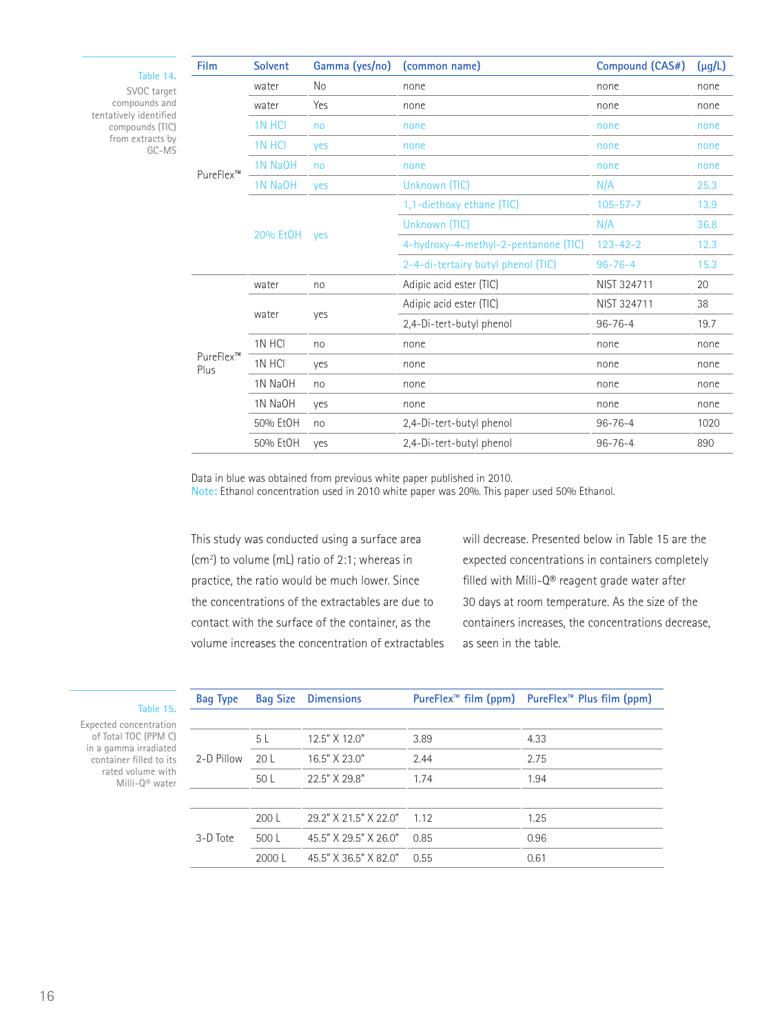**Table 14.** SVOC target compounds and tentatively identified compounds (TIC) from extracts by GC-MS

| Film | Solvent | Gamma (yes/no) | (common name) | Compound (CAS#) | (µg/L) |
|---|---|---|---|---|---|
| PureFlex™ | water | No | none | none | none |
| | water | Yes | none | none | none |
| | 1N HCl | no | none | none | none |
| | 1N HCl | yes | none | none | none |
| | 1N NaOH | no | none | none | none |
| | 1N NaOH | yes | Unknown (TIC) | N/A | 25.3 |
| | 20% EtOH | yes | 1,1-diethoxy ethane (TIC) | 105-57-7 | 13.9 |
| | | | Unknown (TIC) | N/A | 36.8 |
| | | | 4-hydroxy-4-methyl-2-pentanone (TIC) | 123-42-2 | 12.3 |
| | | | 2-4-di-tertairy butyl phenol (TIC) | 96-76-4 | 15.3 |
| PureFlex™ Plus | water | no | Adipic acid ester (TIC) | NIST 324711 | 20 |
| | water | yes | Adipic acid ester (TIC) | NIST 324711 | 38 |
| | | | 2,4-Di-tert-butyl phenol | 96-76-4 | 19.7 |
| | 1N HCl | no | none | none | none |
| | 1N HCl | yes | none | none | none |
| | 1N NaOH | no | none | none | none |
| | 1N NaOH | yes | none | none | none |
| | 50% EtOH | no | 2,4-Di-tert-butyl phenol | 96-76-4 | 1020 |
| | 50% EtOH | yes | 2,4-Di-tert-butyl phenol | 96-76-4 | 890 |

Data in blue was obtained from previous white paper published in 2010.
Note: Ethanol concentration used in 2010 white paper was 20%. This paper used 50% Ethanol.

This study was conducted using a surface area (cm²) to volume (mL) ratio of 2:1; whereas in practice, the ratio would be much lower. Since the concentrations of the extractables are due to contact with the surface of the container, as the volume increases the concentration of extractables will decrease. Presented below in Table 15 are the expected concentrations in containers completely filled with Milli-Q® reagent grade water after 30 days at room temperature. As the size of the containers increases, the concentrations decrease, as seen in the table.

**Table 15.** Expected concentration of Total TOC (PPM C) in a gamma irradiated container filled to its rated volume with Milli-Q® water

| Bag Type | Bag Size | Dimensions | PureFlex™ film (ppm) | PureFlex™ Plus film (ppm) |
|---|---|---|---|---|
| 2-D Pillow | 5 L | 12.5" X 12.0" | 3.89 | 4.33 |
| | 20 L | 16.5" X 23.0" | 2.44 | 2.75 |
| | 50 L | 22.5" X 29.8" | 1.74 | 1.94 |
| 3-D Tote | 200 L | 29.2" X 21.5" X 22.0" | 1.12 | 1.25 |
| | 500 L | 45.5" X 29.5" X 26.0" | 0.85 | 0.96 |
| | 2000 L | 45.5" X 36.5" X 82.0" | 0.55 | 0.61 |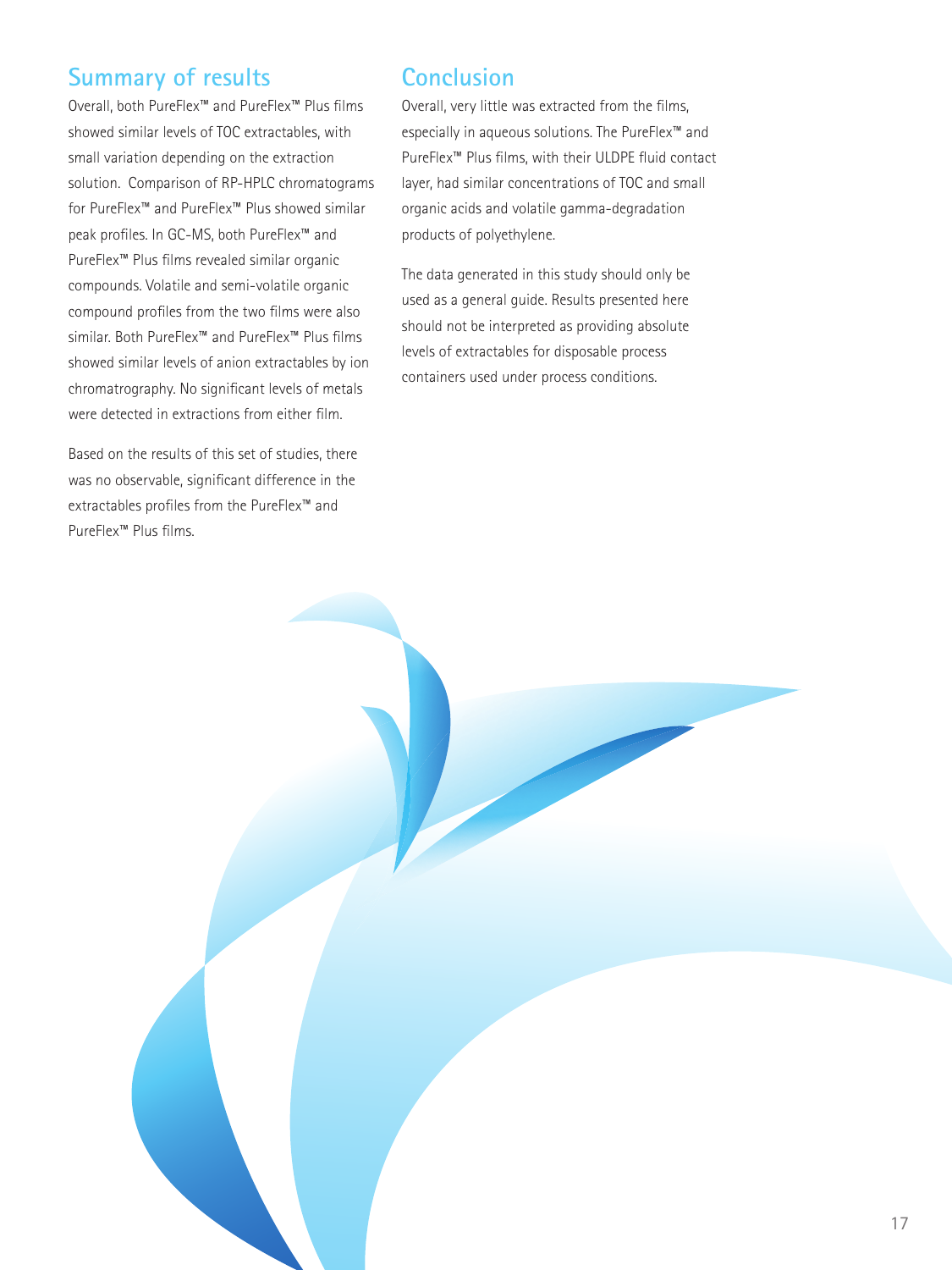## Summary of results

Overall, both PureFlex™ and PureFlex™ Plus films showed similar levels of TOC extractables, with small variation depending on the extraction solution. Comparison of RP-HPLC chromatograms for PureFlex™ and PureFlex™ Plus showed similar peak profiles. In GC-MS, both PureFlex™ and PureFlex™ Plus films revealed similar organic compounds. Volatile and semi-volatile organic compound profiles from the two films were also similar. Both PureFlex™ and PureFlex™ Plus films showed similar levels of anion extractables by ion chromatrography. No significant levels of metals were detected in extractions from either film.

Based on the results of this set of studies, there was no observable, significant difference in the extractables profiles from the PureFlex™ and PureFlex™ Plus films.

## Conclusion

Overall, very little was extracted from the films, especially in aqueous solutions. The PureFlex™ and PureFlex™ Plus films, with their ULDPE fluid contact layer, had similar concentrations of TOC and small organic acids and volatile gamma-degradation products of polyethylene.

The data generated in this study should only be used as a general guide. Results presented here should not be interpreted as providing absolute levels of extractables for disposable process containers used under process conditions.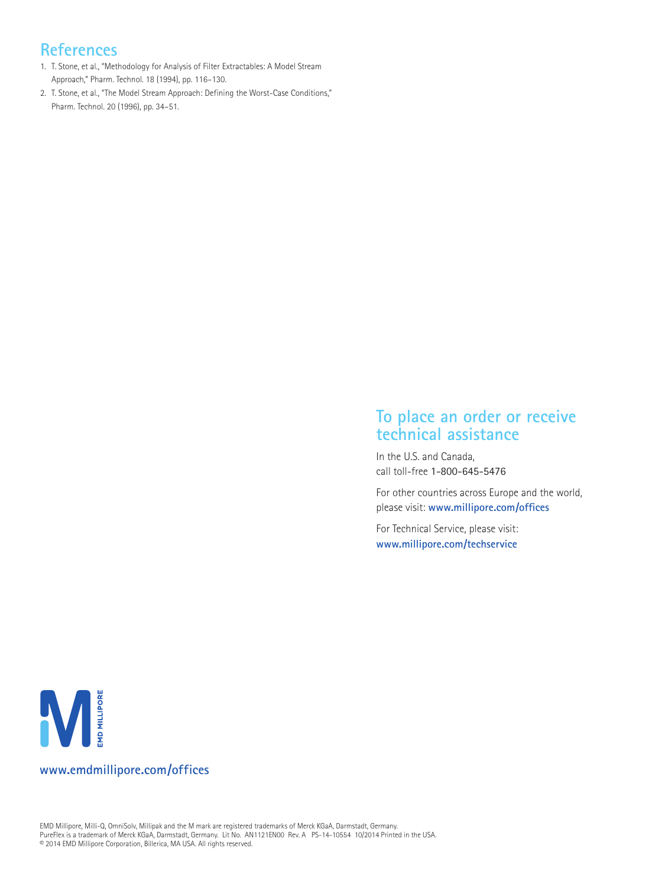## References

1. T. Stone, et al., "Methodology for Analysis of Filter Extractables: A Model Stream Approach," Pharm. Technol. 18 (1994), pp. 116–130.
2. T. Stone, et al., "The Model Stream Approach: Defining the Worst-Case Conditions," Pharm. Technol. 20 (1996), pp. 34–51.

## To place an order or receive technical assistance

In the U.S. and Canada, call toll-free 1-800-645-5476

For other countries across Europe and the world, please visit: **www.millipore.com/offices**

For Technical Service, please visit: **www.millipore.com/techservice**

EMD MILLIPORE

**www.emdmillipore.com/offices**

EMD Millipore, Milli-Q, OmniSolv, Millipak and the M mark are registered trademarks of Merck KGaA, Darmstadt, Germany. PureFlex is a trademark of Merck KGaA, Darmstadt, Germany. Lit No. AN1121EN00 Rev. A PS-14-10554 10/2014 Printed in the USA. © 2014 EMD Millipore Corporation, Billerica, MA USA. All rights reserved.